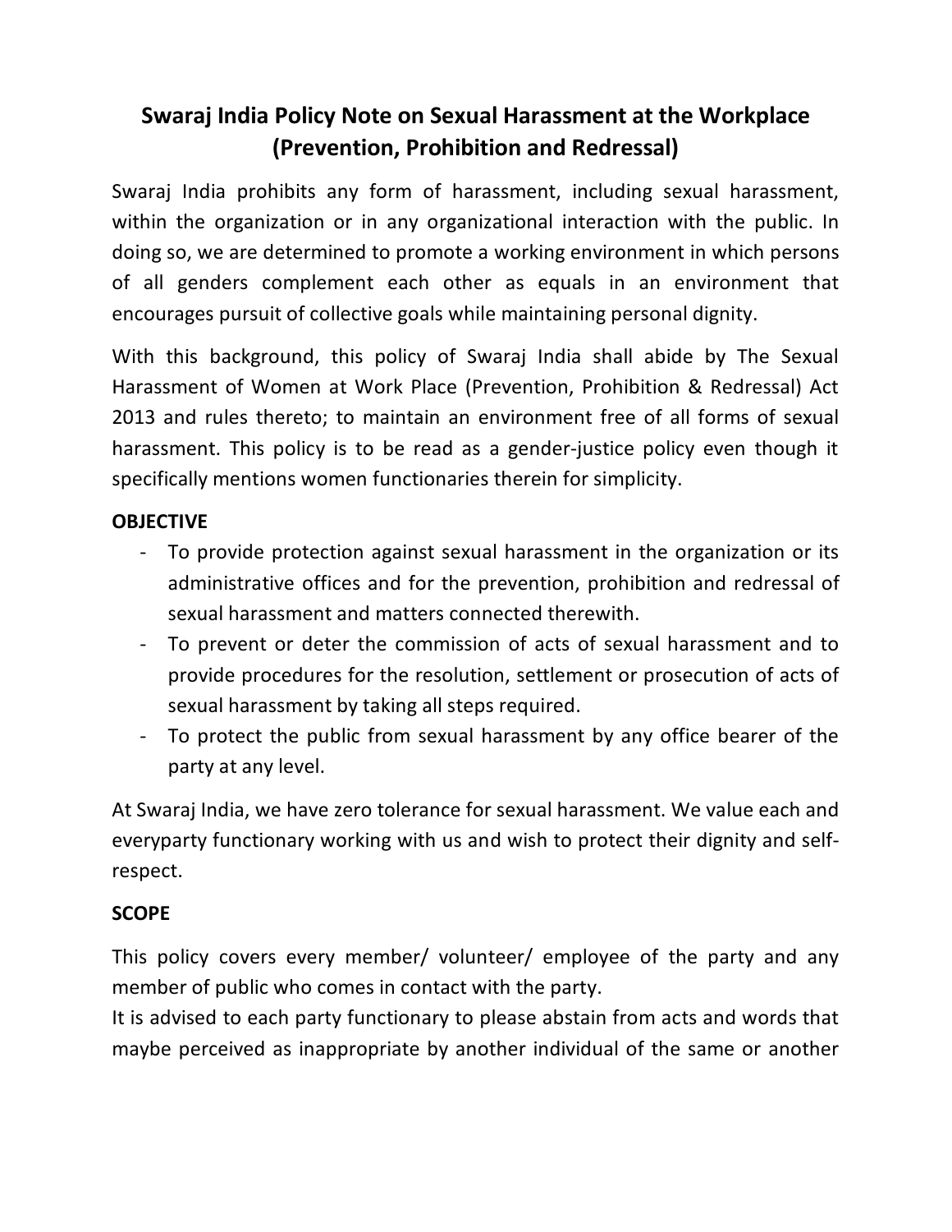# Swaraj India Policy Note on Sexual Harassment at the Workplace (Prevention, Prohibition and Redressal)

Swaraj India prohibits any form of harassment, including sexual harassment, within the organization or in any organizational interaction with the public. In doing so, we are determined to promote a working environment in which persons of all genders complement each other as equals in an environment that encourages pursuit of collective goals while maintaining personal dignity.

With this background, this policy of Swaraj India shall abide by The Sexual Harassment of Women at Work Place (Prevention, Prohibition & Redressal) Act 2013 and rules thereto; to maintain an environment free of all forms of sexual harassment. This policy is to be read as a gender-justice policy even though it specifically mentions women functionaries therein for simplicity.

**OBJECTIVE**

- To provide protection against sexual harassment in the organization or its administrative offices and for the prevention, prohibition and redressal of sexual harassment and matters connected therewith.
- To prevent or deter the commission of acts of sexual harassment and to provide procedures for the resolution, settlement or prosecution of acts of sexual harassment by taking all steps required.
- To protect the public from sexual harassment by any office bearer of the party at any level.

At Swaraj India, we have zero tolerance for sexual harassment. We value each and everyparty functionary working with us and wish to protect their dignity and self-respect.

**SCOPE**

This policy covers every member/ volunteer/ employee of the party and any member of public who comes in contact with the party.
It is advised to each party functionary to please abstain from acts and words that maybe perceived as inappropriate by another individual of the same or another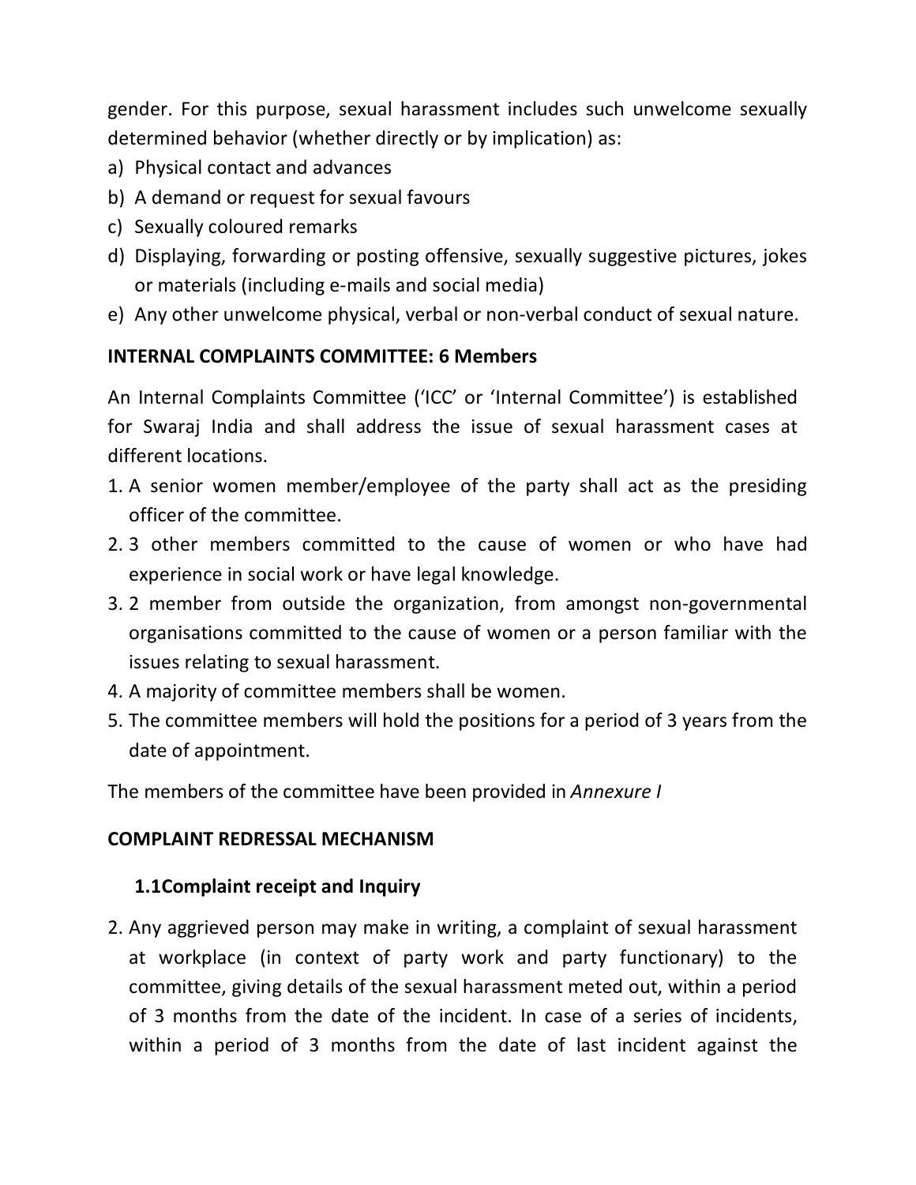gender. For this purpose, sexual harassment includes such unwelcome sexually determined behavior (whether directly or by implication) as:

a) Physical contact and advances
b) A demand or request for sexual favours
c) Sexually coloured remarks
d) Displaying, forwarding or posting offensive, sexually suggestive pictures, jokes or materials (including e-mails and social media)
e) Any other unwelcome physical, verbal or non-verbal conduct of sexual nature.

**INTERNAL COMPLAINTS COMMITTEE: 6 Members**

An Internal Complaints Committee ('ICC' or 'Internal Committee') is established for Swaraj India and shall address the issue of sexual harassment cases at different locations.

1. A senior women member/employee of the party shall act as the presiding officer of the committee.
2. 3 other members committed to the cause of women or who have had experience in social work or have legal knowledge.
3. 2 member from outside the organization, from amongst non-governmental organisations committed to the cause of women or a person familiar with the issues relating to sexual harassment.
4. A majority of committee members shall be women.
5. The committee members will hold the positions for a period of 3 years from the date of appointment.

The members of the committee have been provided in *Annexure I*

**COMPLAINT REDRESSAL MECHANISM**

**1.1Complaint receipt and Inquiry**

2. Any aggrieved person may make in writing, a complaint of sexual harassment at workplace (in context of party work and party functionary) to the committee, giving details of the sexual harassment meted out, within a period of 3 months from the date of the incident. In case of a series of incidents, within a period of 3 months from the date of last incident against the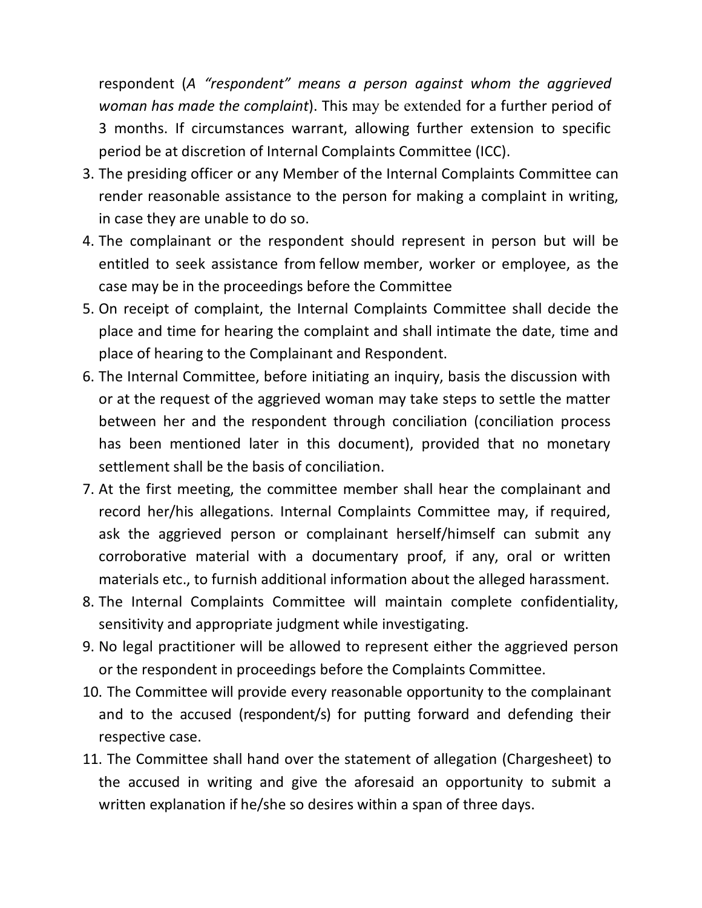respondent (*A "respondent" means a person against whom the aggrieved woman has made the complaint*). This may be extended for a further period of 3 months. If circumstances warrant, allowing further extension to specific period be at discretion of Internal Complaints Committee (ICC).

3. The presiding officer or any Member of the Internal Complaints Committee can render reasonable assistance to the person for making a complaint in writing, in case they are unable to do so.
4. The complainant or the respondent should represent in person but will be entitled to seek assistance from fellow member, worker or employee, as the case may be in the proceedings before the Committee
5. On receipt of complaint, the Internal Complaints Committee shall decide the place and time for hearing the complaint and shall intimate the date, time and place of hearing to the Complainant and Respondent.
6. The Internal Committee, before initiating an inquiry, basis the discussion with or at the request of the aggrieved woman may take steps to settle the matter between her and the respondent through conciliation (conciliation process has been mentioned later in this document), provided that no monetary settlement shall be the basis of conciliation.
7. At the first meeting, the committee member shall hear the complainant and record her/his allegations. Internal Complaints Committee may, if required, ask the aggrieved person or complainant herself/himself can submit any corroborative material with a documentary proof, if any, oral or written materials etc., to furnish additional information about the alleged harassment.
8. The Internal Complaints Committee will maintain complete confidentiality, sensitivity and appropriate judgment while investigating.
9. No legal practitioner will be allowed to represent either the aggrieved person or the respondent in proceedings before the Complaints Committee.
10. The Committee will provide every reasonable opportunity to the complainant and to the accused (respondent/s) for putting forward and defending their respective case.
11. The Committee shall hand over the statement of allegation (Chargesheet) to the accused in writing and give the aforesaid an opportunity to submit a written explanation if he/she so desires within a span of three days.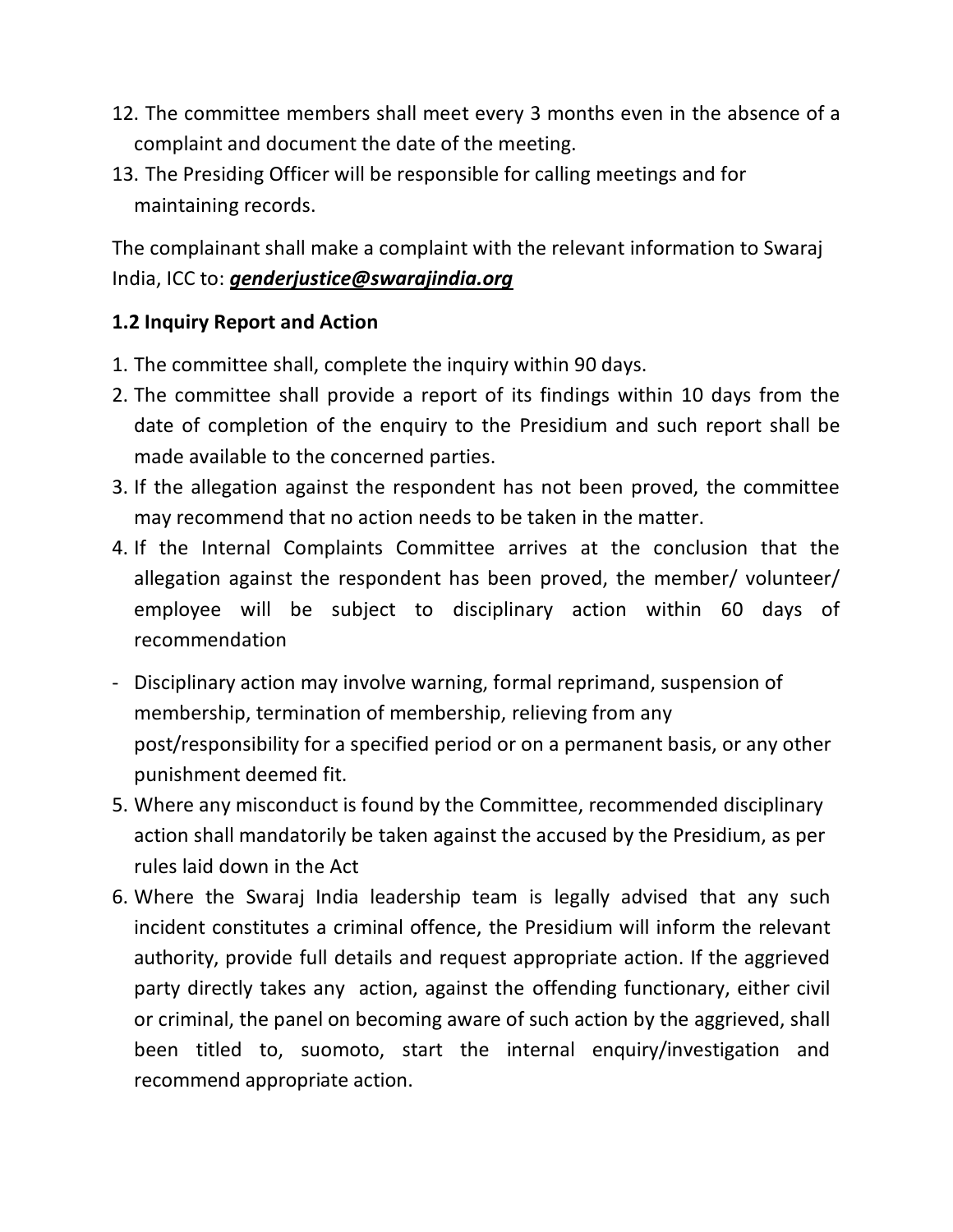12. The committee members shall meet every 3 months even in the absence of a complaint and document the date of the meeting.
13. The Presiding Officer will be responsible for calling meetings and for maintaining records.

The complainant shall make a complaint with the relevant information to Swaraj India, ICC to: ***genderjustice@swarajindia.org***

**1.2 Inquiry Report and Action**

1. The committee shall, complete the inquiry within 90 days.
2. The committee shall provide a report of its findings within 10 days from the date of completion of the enquiry to the Presidium and such report shall be made available to the concerned parties.
3. If the allegation against the respondent has not been proved, the committee may recommend that no action needs to be taken in the matter.
4. If the Internal Complaints Committee arrives at the conclusion that the allegation against the respondent has been proved, the member/ volunteer/ employee will be subject to disciplinary action within 60 days of recommendation

- Disciplinary action may involve warning, formal reprimand, suspension of membership, termination of membership, relieving from any post/responsibility for a specified period or on a permanent basis, or any other punishment deemed fit.

5. Where any misconduct is found by the Committee, recommended disciplinary action shall mandatorily be taken against the accused by the Presidium, as per rules laid down in the Act
6. Where the Swaraj India leadership team is legally advised that any such incident constitutes a criminal offence, the Presidium will inform the relevant authority, provide full details and request appropriate action. If the aggrieved party directly takes any action, against the offending functionary, either civil or criminal, the panel on becoming aware of such action by the aggrieved, shall been titled to, suomoto, start the internal enquiry/investigation and recommend appropriate action.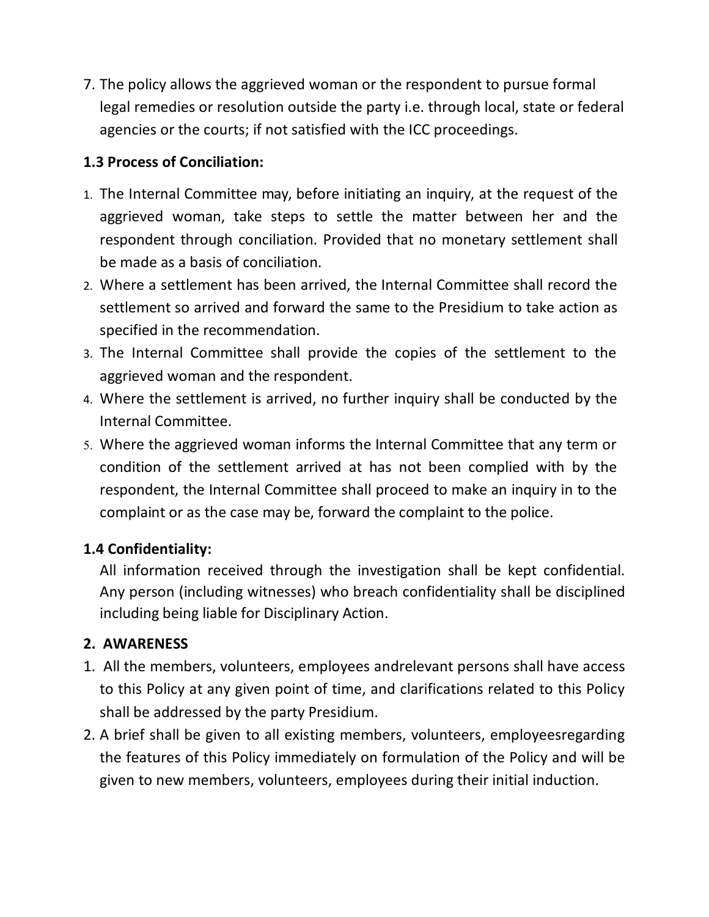7. The policy allows the aggrieved woman or the respondent to pursue formal legal remedies or resolution outside the party i.e. through local, state or federal agencies or the courts; if not satisfied with the ICC proceedings.

**1.3 Process of Conciliation:**

1. The Internal Committee may, before initiating an inquiry, at the request of the aggrieved woman, take steps to settle the matter between her and the respondent through conciliation. Provided that no monetary settlement shall be made as a basis of conciliation.
2. Where a settlement has been arrived, the Internal Committee shall record the settlement so arrived and forward the same to the Presidium to take action as specified in the recommendation.
3. The Internal Committee shall provide the copies of the settlement to the aggrieved woman and the respondent.
4. Where the settlement is arrived, no further inquiry shall be conducted by the Internal Committee.
5. Where the aggrieved woman informs the Internal Committee that any term or condition of the settlement arrived at has not been complied with by the respondent, the Internal Committee shall proceed to make an inquiry in to the complaint or as the case may be, forward the complaint to the police.

**1.4 Confidentiality:**

All information received through the investigation shall be kept confidential. Any person (including witnesses) who breach confidentiality shall be disciplined including being liable for Disciplinary Action.

**2. AWARENESS**

1. All the members, volunteers, employees andrelevant persons shall have access to this Policy at any given point of time, and clarifications related to this Policy shall be addressed by the party Presidium.
2. A brief shall be given to all existing members, volunteers, employeesregarding the features of this Policy immediately on formulation of the Policy and will be given to new members, volunteers, employees during their initial induction.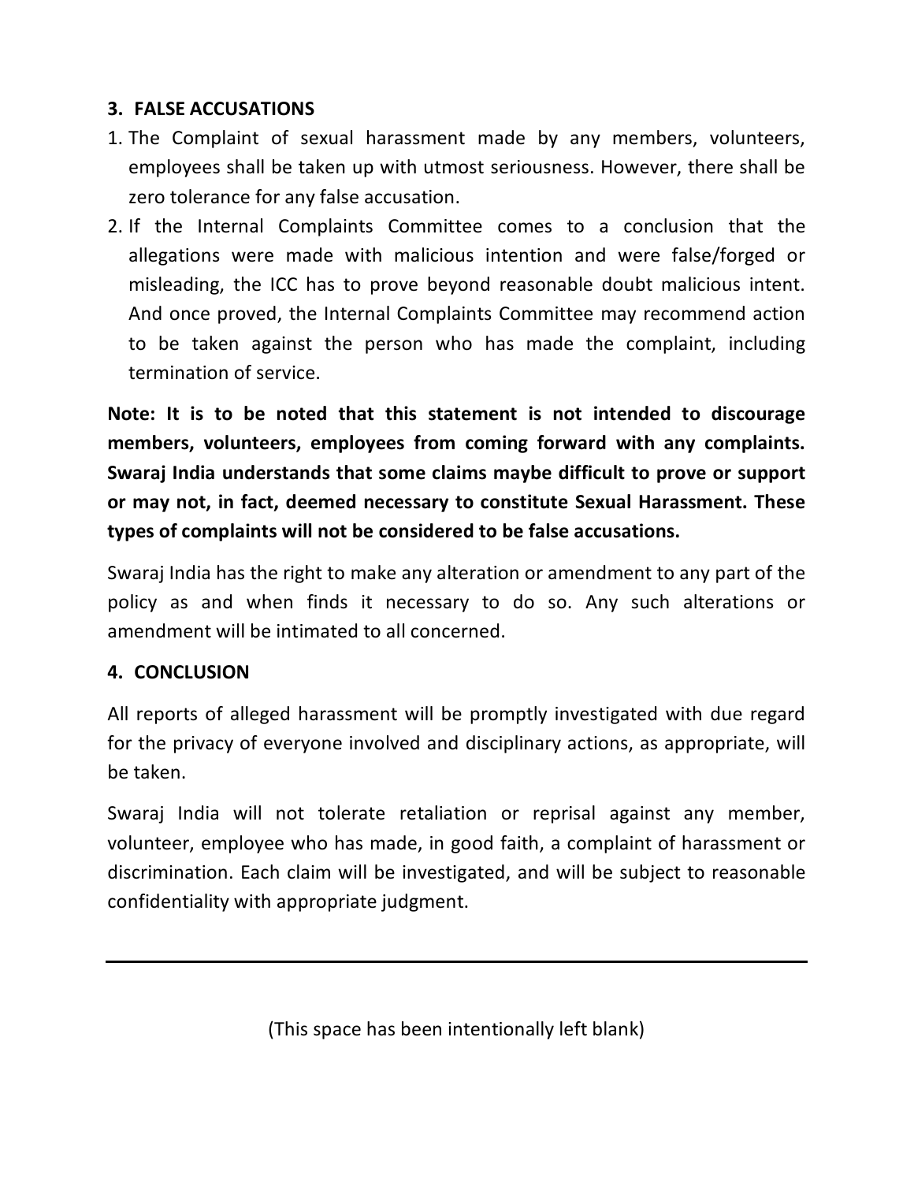## 3. FALSE ACCUSATIONS

1. The Complaint of sexual harassment made by any members, volunteers, employees shall be taken up with utmost seriousness. However, there shall be zero tolerance for any false accusation.
2. If the Internal Complaints Committee comes to a conclusion that the allegations were made with malicious intention and were false/forged or misleading, the ICC has to prove beyond reasonable doubt malicious intent. And once proved, the Internal Complaints Committee may recommend action to be taken against the person who has made the complaint, including termination of service.

**Note: It is to be noted that this statement is not intended to discourage members, volunteers, employees from coming forward with any complaints. Swaraj India understands that some claims maybe difficult to prove or support or may not, in fact, deemed necessary to constitute Sexual Harassment. These types of complaints will not be considered to be false accusations.**

Swaraj India has the right to make any alteration or amendment to any part of the policy as and when finds it necessary to do so. Any such alterations or amendment will be intimated to all concerned.

## 4. CONCLUSION

All reports of alleged harassment will be promptly investigated with due regard for the privacy of everyone involved and disciplinary actions, as appropriate, will be taken.

Swaraj India will not tolerate retaliation or reprisal against any member, volunteer, employee who has made, in good faith, a complaint of harassment or discrimination. Each claim will be investigated, and will be subject to reasonable confidentiality with appropriate judgment.

---

(This space has been intentionally left blank)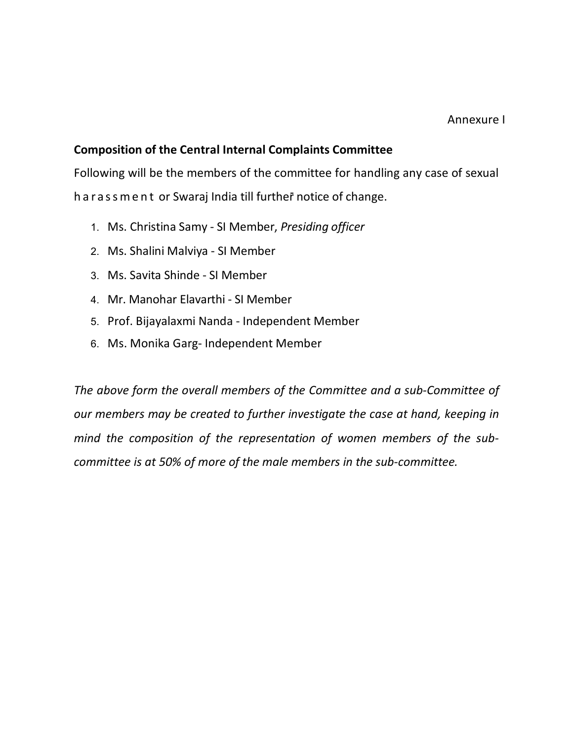Annexure I

**Composition of the Central Internal Complaints Committee**

Following will be the members of the committee for handling any case of sexual harassment or Swaraj India till further notice of change.

1. Ms. Christina Samy - SI Member, *Presiding officer*
2. Ms. Shalini Malviya - SI Member
3. Ms. Savita Shinde - SI Member
4. Mr. Manohar Elavarthi - SI Member
5. Prof. Bijayalaxmi Nanda - Independent Member
6. Ms. Monika Garg- Independent Member

*The above form the overall members of the Committee and a sub-Committee of our members may be created to further investigate the case at hand, keeping in mind the composition of the representation of women members of the sub-committee is at 50% of more of the male members in the sub-committee.*